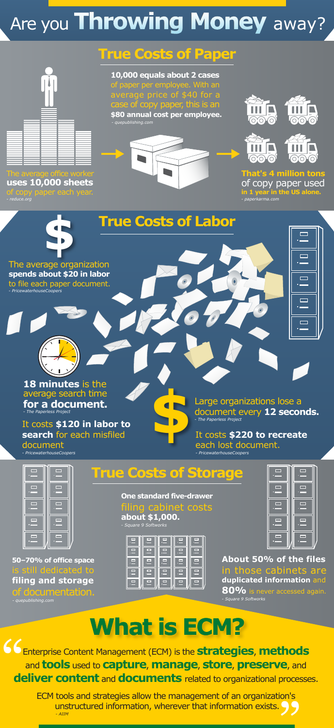# Are you **Throwing Money** away?

## True Costs of Paper

The average office worker **uses 10,000 sheets** of copy paper each year.
*- reduce.org*

**10,000 equals about 2 cases** of paper per employee. With an average price of $40 for a case of copy paper, this is an **$80 annual cost per employee.**
*- quepublishing.com*

**That's 4 million tons** of copy paper used **in 1 year in the US alone.**
*- paperkarma.com*

## True Costs of Labor

The average organization **spends about $20 in labor** to file each paper document.
*- PricewaterhouseCoopers*

**18 minutes** is the average search time **for a document.**
*- The Paperless Project*

It costs **$120 in labor to search** for each misfiled document
*- PricewaterhouseCoopers*

Large organizations lose a document every **12 seconds.**
*- The Paperless Project*

It costs **$220 to recreate** each lost document.
*- PricewaterhouseCoopers*

## True Costs of Storage

**One standard five-drawer** filing cabinet costs **about $1,000.**
*- Square 9 Softworks*

**50–70% of office space** is still dedicated to **filing and storage** of documentation.
*- quepublishing.com*

**About 50% of the files** in those cabinets are **duplicated information** and **80%** is never accessed again.
*- Square 9 Softworks*

# What is ECM?

"Enterprise Content Management (ECM) is the **strategies**, **methods** and **tools** used to **capture**, **manage**, **store**, **preserve**, and **deliver content** and **documents** related to organizational processes.

ECM tools and strategies allow the management of an organization's unstructured information, wherever that information exists."
*- AIIM*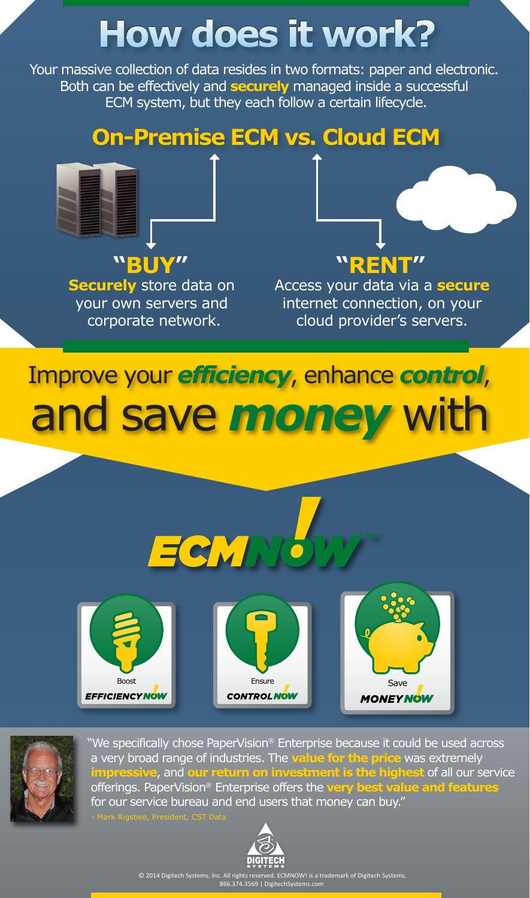# How does it work?

Your massive collection of data resides in two formats: paper and electronic. Both can be effectively and **securely** managed inside a successful ECM system, but they each follow a certain lifecycle.

## On-Premise ECM vs. Cloud ECM

### "BUY"

**Securely** store data on your own servers and corporate network.

### "RENT"

Access your data via a **secure** internet connection, on your cloud provider's servers.

## Improve your ***efficiency***, enhance ***control***, and save ***money*** with

## ECMNOW!™

Boost **EFFICIENCY NOW!**

Ensure **CONTROL NOW!**

Save **MONEY NOW!**

"We specifically chose PaperVision® Enterprise because it could be used across a very broad range of industries. The **value for the price** was extremely **impressive**, and **our return on investment is the highest** of all our service offerings. PaperVision® Enterprise offers the **very best value and features** for our service bureau and end users that money can buy."

- Mark Rigsbee, President, CST Data

DIGITECH SYSTEMS

© 2014 Digitech Systems, Inc. All rights reserved. ECMNOW! is a trademark of Digitech Systems.
866.374.3569 | DigitechSystems.com